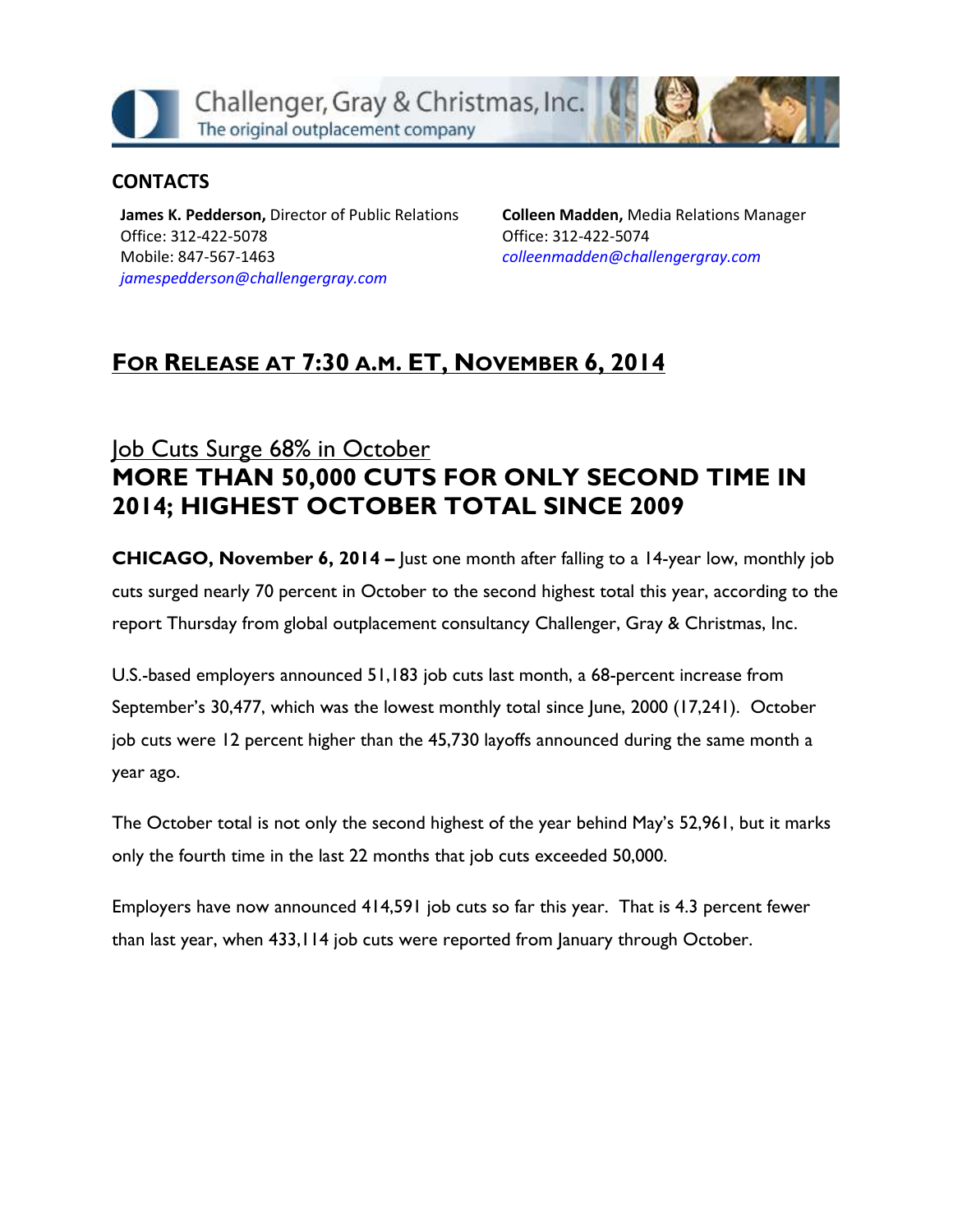Challenger, Gray & Christmas, Inc.
The original outplacement company

## CONTACTS

**James K. Pedderson,** Director of Public Relations
Office: 312-422-5078
Mobile: 847-567-1463
*jamespedderson@challengergray.com*

**Colleen Madden,** Media Relations Manager
Office: 312-422-5074
*colleenmadden@challengergray.com*

## FOR RELEASE AT 7:30 A.M. ET, NOVEMBER 6, 2014

### Job Cuts Surge 68% in October

# MORE THAN 50,000 CUTS FOR ONLY SECOND TIME IN 2014; HIGHEST OCTOBER TOTAL SINCE 2009

**CHICAGO, November 6, 2014 –** Just one month after falling to a 14-year low, monthly job cuts surged nearly 70 percent in October to the second highest total this year, according to the report Thursday from global outplacement consultancy Challenger, Gray & Christmas, Inc.

U.S.-based employers announced 51,183 job cuts last month, a 68-percent increase from September's 30,477, which was the lowest monthly total since June, 2000 (17,241). October job cuts were 12 percent higher than the 45,730 layoffs announced during the same month a year ago.

The October total is not only the second highest of the year behind May's 52,961, but it marks only the fourth time in the last 22 months that job cuts exceeded 50,000.

Employers have now announced 414,591 job cuts so far this year. That is 4.3 percent fewer than last year, when 433,114 job cuts were reported from January through October.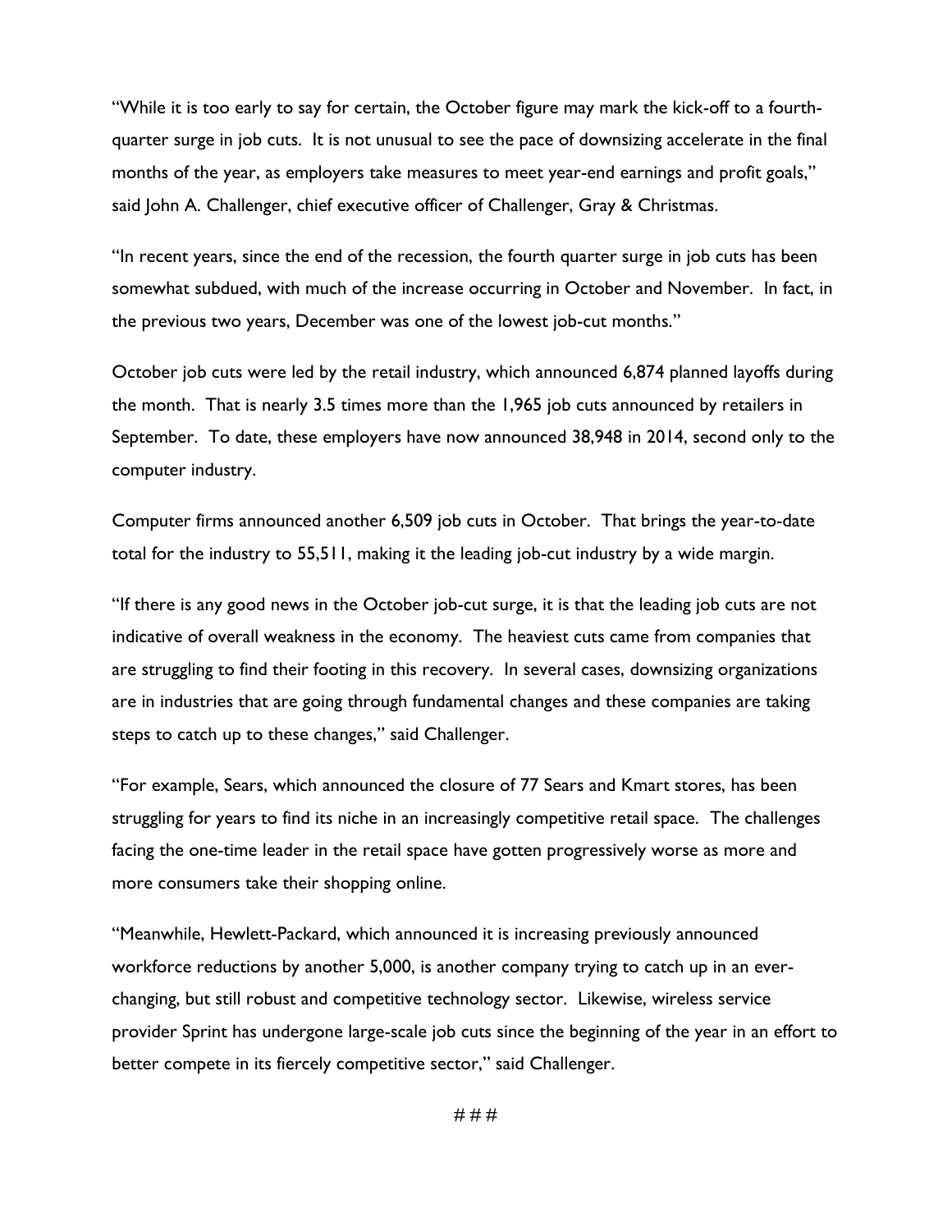"While it is too early to say for certain, the October figure may mark the kick-off to a fourth-quarter surge in job cuts. It is not unusual to see the pace of downsizing accelerate in the final months of the year, as employers take measures to meet year-end earnings and profit goals," said John A. Challenger, chief executive officer of Challenger, Gray & Christmas.

"In recent years, since the end of the recession, the fourth quarter surge in job cuts has been somewhat subdued, with much of the increase occurring in October and November. In fact, in the previous two years, December was one of the lowest job-cut months."

October job cuts were led by the retail industry, which announced 6,874 planned layoffs during the month. That is nearly 3.5 times more than the 1,965 job cuts announced by retailers in September. To date, these employers have now announced 38,948 in 2014, second only to the computer industry.

Computer firms announced another 6,509 job cuts in October. That brings the year-to-date total for the industry to 55,511, making it the leading job-cut industry by a wide margin.

"If there is any good news in the October job-cut surge, it is that the leading job cuts are not indicative of overall weakness in the economy. The heaviest cuts came from companies that are struggling to find their footing in this recovery. In several cases, downsizing organizations are in industries that are going through fundamental changes and these companies are taking steps to catch up to these changes," said Challenger.

"For example, Sears, which announced the closure of 77 Sears and Kmart stores, has been struggling for years to find its niche in an increasingly competitive retail space. The challenges facing the one-time leader in the retail space have gotten progressively worse as more and more consumers take their shopping online.

"Meanwhile, Hewlett-Packard, which announced it is increasing previously announced workforce reductions by another 5,000, is another company trying to catch up in an ever-changing, but still robust and competitive technology sector. Likewise, wireless service provider Sprint has undergone large-scale job cuts since the beginning of the year in an effort to better compete in its fiercely competitive sector," said Challenger.

# # #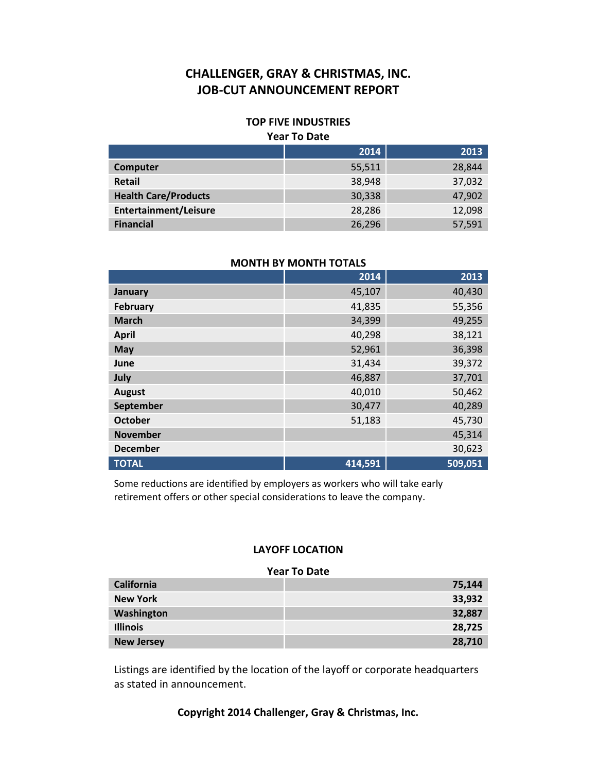# CHALLENGER, GRAY & CHRISTMAS, INC.
# JOB-CUT ANNOUNCEMENT REPORT

## TOP FIVE INDUSTRIES

### Year To Date

| | 2014 | 2013 |
|---|---|---|
| **Computer** | 55,511 | 28,844 |
| **Retail** | 38,948 | 37,032 |
| **Health Care/Products** | 30,338 | 47,902 |
| **Entertainment/Leisure** | 28,286 | 12,098 |
| **Financial** | 26,296 | 57,591 |

## MONTH BY MONTH TOTALS

| | 2014 | 2013 |
|---|---|---|
| **January** | 45,107 | 40,430 |
| **February** | 41,835 | 55,356 |
| **March** | 34,399 | 49,255 |
| **April** | 40,298 | 38,121 |
| **May** | 52,961 | 36,398 |
| **June** | 31,434 | 39,372 |
| **July** | 46,887 | 37,701 |
| **August** | 40,010 | 50,462 |
| **September** | 30,477 | 40,289 |
| **October** | 51,183 | 45,730 |
| **November** | | 45,314 |
| **December** | | 30,623 |
| **TOTAL** | **414,591** | **509,051** |

Some reductions are identified by employers as workers who will take early retirement offers or other special considerations to leave the company.

## LAYOFF LOCATION

### Year To Date

| | |
|---|---|
| **California** | **75,144** |
| **New York** | **33,932** |
| **Washington** | **32,887** |
| **Illinois** | **28,725** |
| **New Jersey** | **28,710** |

Listings are identified by the location of the layoff or corporate headquarters as stated in announcement.

**Copyright 2014 Challenger, Gray & Christmas, Inc.**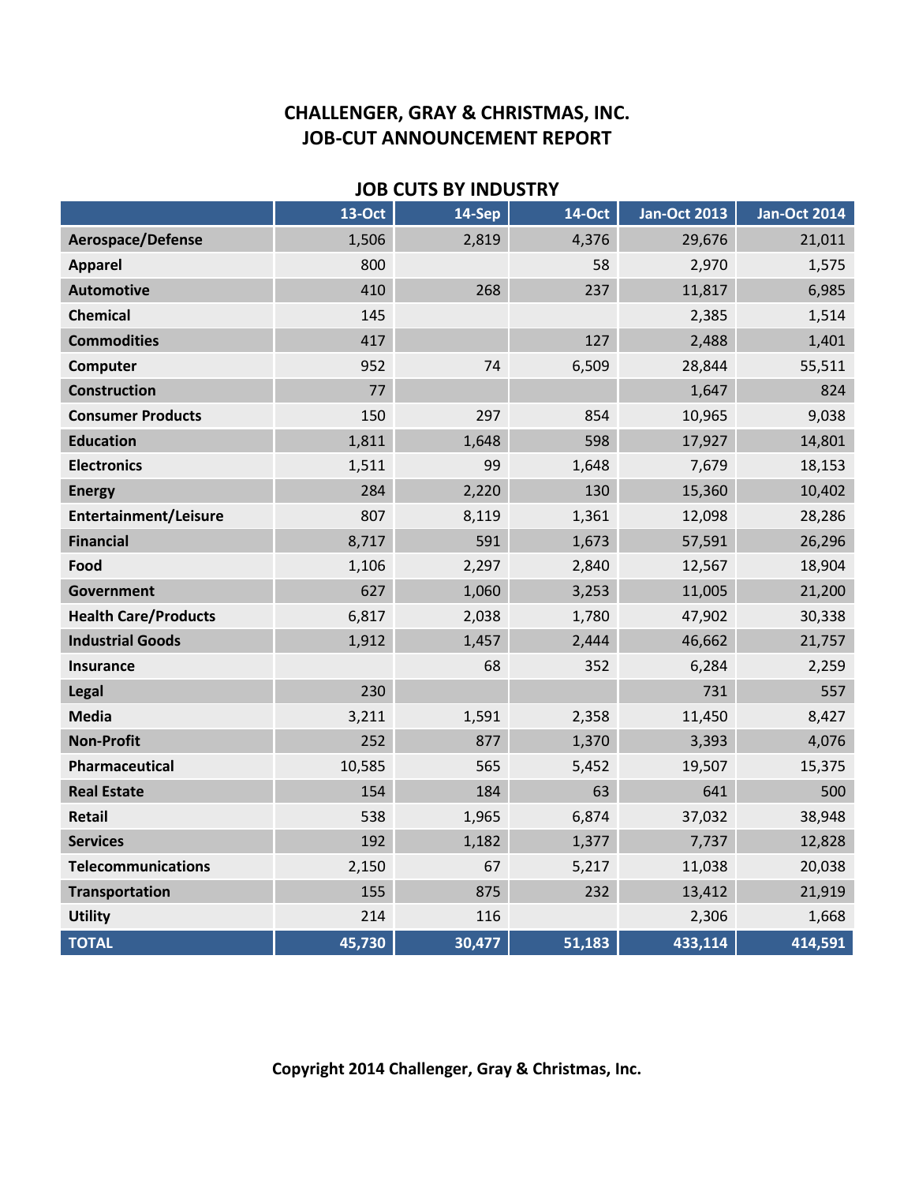# CHALLENGER, GRAY & CHRISTMAS, INC.
# JOB-CUT ANNOUNCEMENT REPORT

## JOB CUTS BY INDUSTRY

| | 13-Oct | 14-Sep | 14-Oct | Jan-Oct 2013 | Jan-Oct 2014 |
|---|---|---|---|---|---|
| **Aerospace/Defense** | 1,506 | 2,819 | 4,376 | 29,676 | 21,011 |
| **Apparel** | 800 | | 58 | 2,970 | 1,575 |
| **Automotive** | 410 | 268 | 237 | 11,817 | 6,985 |
| **Chemical** | 145 | | | 2,385 | 1,514 |
| **Commodities** | 417 | | 127 | 2,488 | 1,401 |
| **Computer** | 952 | 74 | 6,509 | 28,844 | 55,511 |
| **Construction** | 77 | | | 1,647 | 824 |
| **Consumer Products** | 150 | 297 | 854 | 10,965 | 9,038 |
| **Education** | 1,811 | 1,648 | 598 | 17,927 | 14,801 |
| **Electronics** | 1,511 | 99 | 1,648 | 7,679 | 18,153 |
| **Energy** | 284 | 2,220 | 130 | 15,360 | 10,402 |
| **Entertainment/Leisure** | 807 | 8,119 | 1,361 | 12,098 | 28,286 |
| **Financial** | 8,717 | 591 | 1,673 | 57,591 | 26,296 |
| **Food** | 1,106 | 2,297 | 2,840 | 12,567 | 18,904 |
| **Government** | 627 | 1,060 | 3,253 | 11,005 | 21,200 |
| **Health Care/Products** | 6,817 | 2,038 | 1,780 | 47,902 | 30,338 |
| **Industrial Goods** | 1,912 | 1,457 | 2,444 | 46,662 | 21,757 |
| **Insurance** | | 68 | 352 | 6,284 | 2,259 |
| **Legal** | 230 | | | 731 | 557 |
| **Media** | 3,211 | 1,591 | 2,358 | 11,450 | 8,427 |
| **Non-Profit** | 252 | 877 | 1,370 | 3,393 | 4,076 |
| **Pharmaceutical** | 10,585 | 565 | 5,452 | 19,507 | 15,375 |
| **Real Estate** | 154 | 184 | 63 | 641 | 500 |
| **Retail** | 538 | 1,965 | 6,874 | 37,032 | 38,948 |
| **Services** | 192 | 1,182 | 1,377 | 7,737 | 12,828 |
| **Telecommunications** | 2,150 | 67 | 5,217 | 11,038 | 20,038 |
| **Transportation** | 155 | 875 | 232 | 13,412 | 21,919 |
| **Utility** | 214 | 116 | | 2,306 | 1,668 |
| **TOTAL** | **45,730** | **30,477** | **51,183** | **433,114** | **414,591** |

**Copyright 2014 Challenger, Gray & Christmas, Inc.**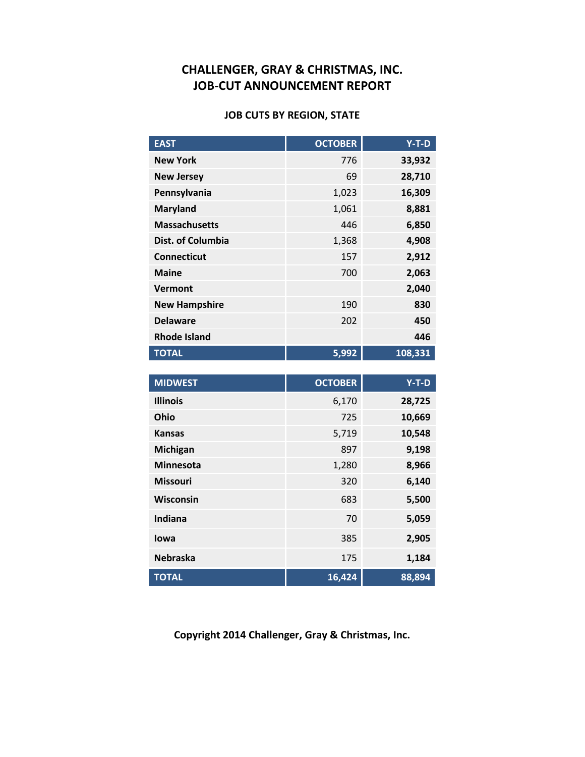# CHALLENGER, GRAY & CHRISTMAS, INC.
# JOB-CUT ANNOUNCEMENT REPORT

### JOB CUTS BY REGION, STATE

| EAST | OCTOBER | Y-T-D |
|---|---:|---:|
| New York | 776 | **33,932** |
| New Jersey | 69 | **28,710** |
| Pennsylvania | 1,023 | **16,309** |
| Maryland | 1,061 | **8,881** |
| Massachusetts | 446 | **6,850** |
| Dist. of Columbia | 1,368 | **4,908** |
| Connecticut | 157 | **2,912** |
| Maine | 700 | **2,063** |
| Vermont | | **2,040** |
| New Hampshire | 190 | **830** |
| Delaware | 202 | **450** |
| Rhode Island | | **446** |
| **TOTAL** | **5,992** | **108,331** |

| MIDWEST | OCTOBER | Y-T-D |
|---|---:|---:|
| Illinois | 6,170 | **28,725** |
| Ohio | 725 | **10,669** |
| Kansas | 5,719 | **10,548** |
| Michigan | 897 | **9,198** |
| Minnesota | 1,280 | **8,966** |
| Missouri | 320 | **6,140** |
| Wisconsin | 683 | **5,500** |
| Indiana | 70 | **5,059** |
| Iowa | 385 | **2,905** |
| Nebraska | 175 | **1,184** |
| **TOTAL** | **16,424** | **88,894** |

**Copyright 2014 Challenger, Gray & Christmas, Inc.**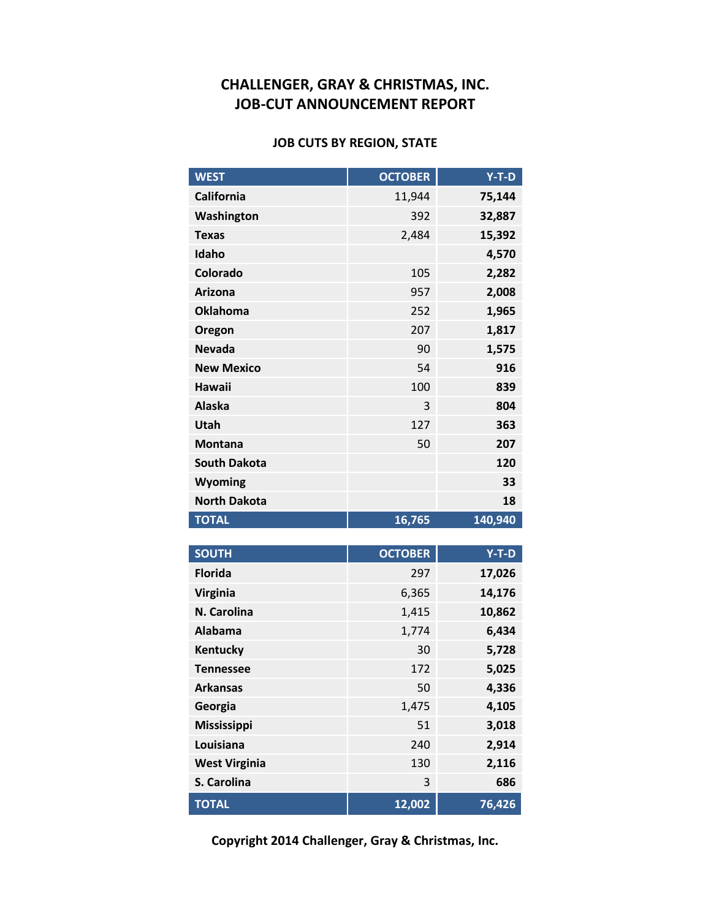# CHALLENGER, GRAY & CHRISTMAS, INC.
# JOB-CUT ANNOUNCEMENT REPORT

### JOB CUTS BY REGION, STATE

| WEST | OCTOBER | Y-T-D |
|---|---:|---:|
| **California** | 11,944 | **75,144** |
| **Washington** | 392 | **32,887** |
| **Texas** | 2,484 | **15,392** |
| **Idaho** | | **4,570** |
| **Colorado** | 105 | **2,282** |
| **Arizona** | 957 | **2,008** |
| **Oklahoma** | 252 | **1,965** |
| **Oregon** | 207 | **1,817** |
| **Nevada** | 90 | **1,575** |
| **New Mexico** | 54 | **916** |
| **Hawaii** | 100 | **839** |
| **Alaska** | 3 | **804** |
| **Utah** | 127 | **363** |
| **Montana** | 50 | **207** |
| **South Dakota** | | **120** |
| **Wyoming** | | **33** |
| **North Dakota** | | **18** |
| **TOTAL** | **16,765** | **140,940** |

| SOUTH | OCTOBER | Y-T-D |
|---|---:|---:|
| **Florida** | 297 | **17,026** |
| **Virginia** | 6,365 | **14,176** |
| **N. Carolina** | 1,415 | **10,862** |
| **Alabama** | 1,774 | **6,434** |
| **Kentucky** | 30 | **5,728** |
| **Tennessee** | 172 | **5,025** |
| **Arkansas** | 50 | **4,336** |
| **Georgia** | 1,475 | **4,105** |
| **Mississippi** | 51 | **3,018** |
| **Louisiana** | 240 | **2,914** |
| **West Virginia** | 130 | **2,116** |
| **S. Carolina** | 3 | **686** |
| **TOTAL** | **12,002** | **76,426** |

**Copyright 2014 Challenger, Gray & Christmas, Inc.**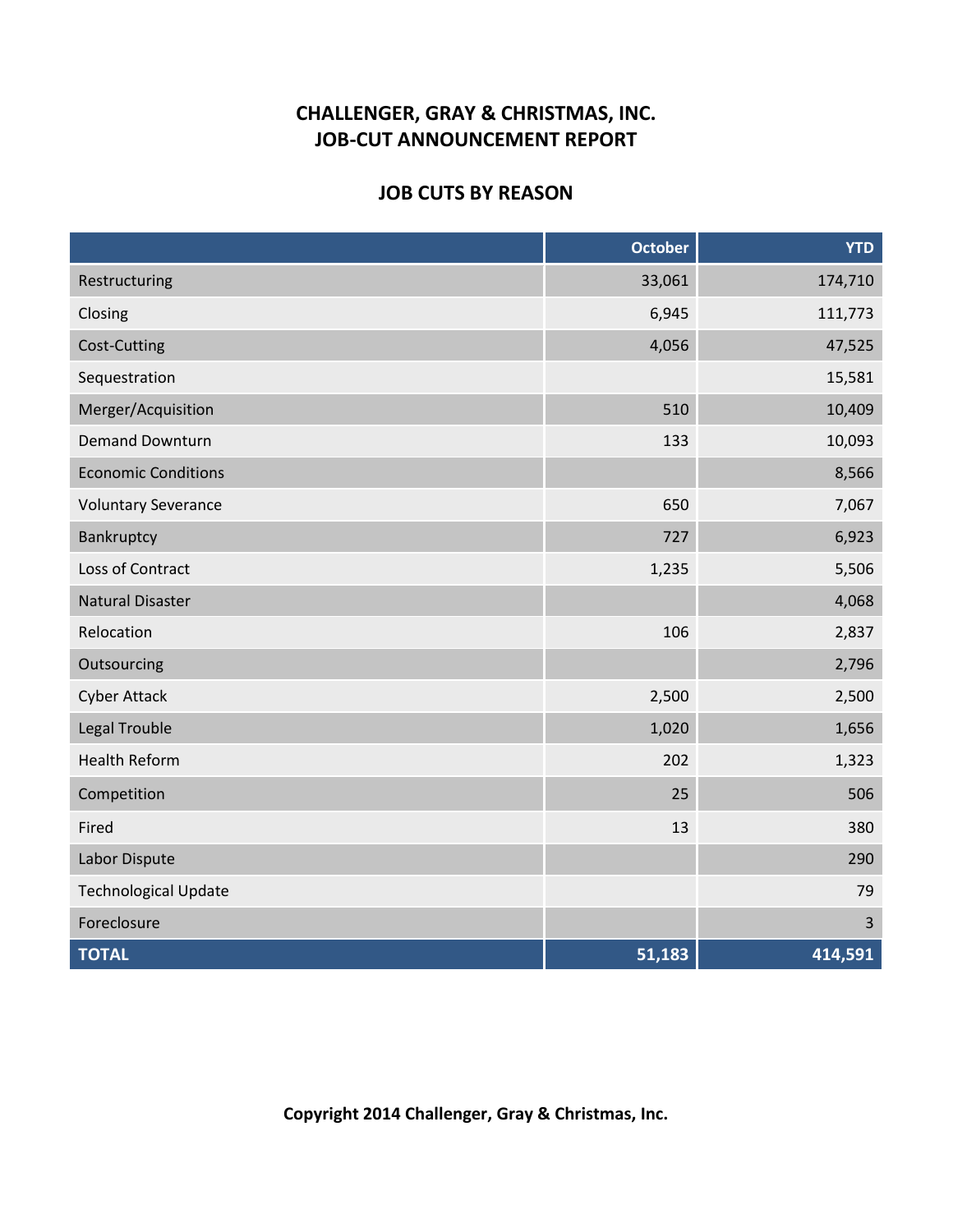## CHALLENGER, GRAY & CHRISTMAS, INC.
## JOB-CUT ANNOUNCEMENT REPORT

### JOB CUTS BY REASON

| | October | YTD |
|---|---|---|
| Restructuring | 33,061 | 174,710 |
| Closing | 6,945 | 111,773 |
| Cost-Cutting | 4,056 | 47,525 |
| Sequestration | | 15,581 |
| Merger/Acquisition | 510 | 10,409 |
| Demand Downturn | 133 | 10,093 |
| Economic Conditions | | 8,566 |
| Voluntary Severance | 650 | 7,067 |
| Bankruptcy | 727 | 6,923 |
| Loss of Contract | 1,235 | 5,506 |
| Natural Disaster | | 4,068 |
| Relocation | 106 | 2,837 |
| Outsourcing | | 2,796 |
| Cyber Attack | 2,500 | 2,500 |
| Legal Trouble | 1,020 | 1,656 |
| Health Reform | 202 | 1,323 |
| Competition | 25 | 506 |
| Fired | 13 | 380 |
| Labor Dispute | | 290 |
| Technological Update | | 79 |
| Foreclosure | | 3 |
| **TOTAL** | **51,183** | **414,591** |

**Copyright 2014 Challenger, Gray & Christmas, Inc.**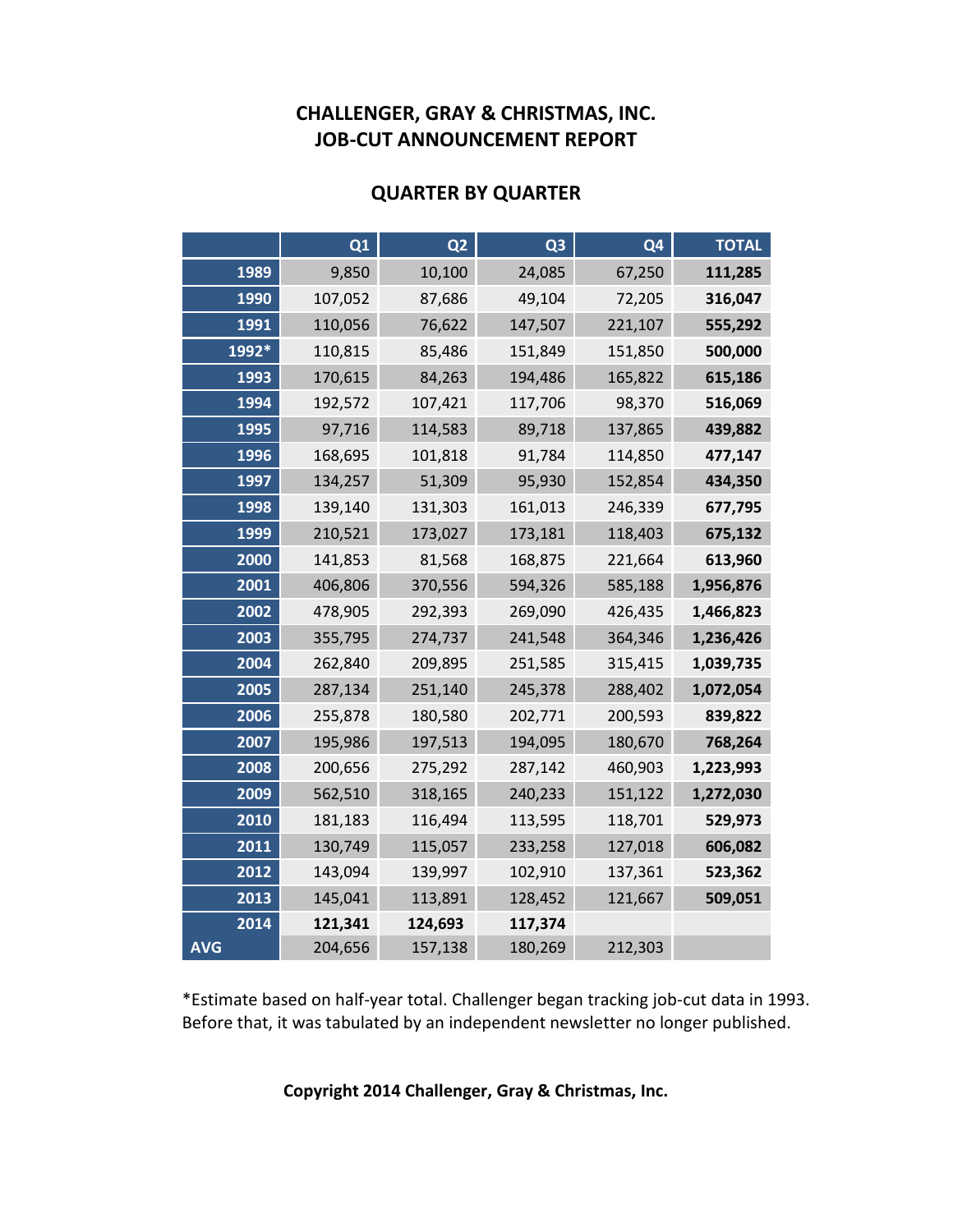# CHALLENGER, GRAY & CHRISTMAS, INC.
# JOB-CUT ANNOUNCEMENT REPORT

## QUARTER BY QUARTER

| | Q1 | Q2 | Q3 | Q4 | TOTAL |
|---|---|---|---|---|---|
| 1989 | 9,850 | 10,100 | 24,085 | 67,250 | **111,285** |
| 1990 | 107,052 | 87,686 | 49,104 | 72,205 | **316,047** |
| 1991 | 110,056 | 76,622 | 147,507 | 221,107 | **555,292** |
| 1992* | 110,815 | 85,486 | 151,849 | 151,850 | **500,000** |
| 1993 | 170,615 | 84,263 | 194,486 | 165,822 | **615,186** |
| 1994 | 192,572 | 107,421 | 117,706 | 98,370 | **516,069** |
| 1995 | 97,716 | 114,583 | 89,718 | 137,865 | **439,882** |
| 1996 | 168,695 | 101,818 | 91,784 | 114,850 | **477,147** |
| 1997 | 134,257 | 51,309 | 95,930 | 152,854 | **434,350** |
| 1998 | 139,140 | 131,303 | 161,013 | 246,339 | **677,795** |
| 1999 | 210,521 | 173,027 | 173,181 | 118,403 | **675,132** |
| 2000 | 141,853 | 81,568 | 168,875 | 221,664 | **613,960** |
| 2001 | 406,806 | 370,556 | 594,326 | 585,188 | **1,956,876** |
| 2002 | 478,905 | 292,393 | 269,090 | 426,435 | **1,466,823** |
| 2003 | 355,795 | 274,737 | 241,548 | 364,346 | **1,236,426** |
| 2004 | 262,840 | 209,895 | 251,585 | 315,415 | **1,039,735** |
| 2005 | 287,134 | 251,140 | 245,378 | 288,402 | **1,072,054** |
| 2006 | 255,878 | 180,580 | 202,771 | 200,593 | **839,822** |
| 2007 | 195,986 | 197,513 | 194,095 | 180,670 | **768,264** |
| 2008 | 200,656 | 275,292 | 287,142 | 460,903 | **1,223,993** |
| 2009 | 562,510 | 318,165 | 240,233 | 151,122 | **1,272,030** |
| 2010 | 181,183 | 116,494 | 113,595 | 118,701 | **529,973** |
| 2011 | 130,749 | 115,057 | 233,258 | 127,018 | **606,082** |
| 2012 | 143,094 | 139,997 | 102,910 | 137,361 | **523,362** |
| 2013 | 145,041 | 113,891 | 128,452 | 121,667 | **509,051** |
| 2014 | **121,341** | **124,693** | **117,374** | | |
| AVG | 204,656 | 157,138 | 180,269 | 212,303 | |

*Estimate based on half-year total. Challenger began tracking job-cut data in 1993. Before that, it was tabulated by an independent newsletter no longer published.

**Copyright 2014 Challenger, Gray & Christmas, Inc.**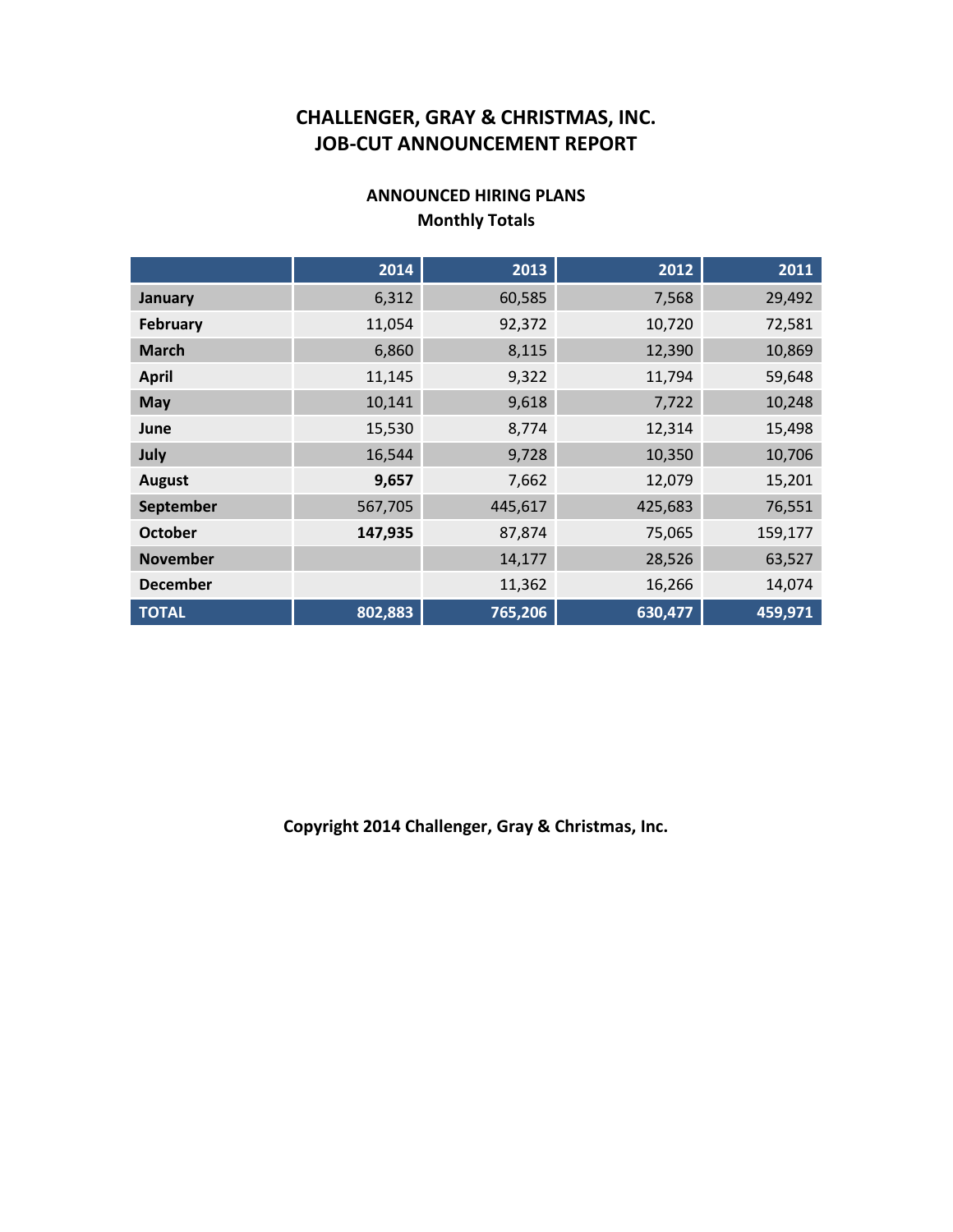# CHALLENGER, GRAY & CHRISTMAS, INC.
# JOB-CUT ANNOUNCEMENT REPORT

## ANNOUNCED HIRING PLANS
### Monthly Totals

| | 2014 | 2013 | 2012 | 2011 |
|---|---|---|---|---|
| **January** | 6,312 | 60,585 | 7,568 | 29,492 |
| **February** | 11,054 | 92,372 | 10,720 | 72,581 |
| **March** | 6,860 | 8,115 | 12,390 | 10,869 |
| **April** | 11,145 | 9,322 | 11,794 | 59,648 |
| **May** | 10,141 | 9,618 | 7,722 | 10,248 |
| **June** | 15,530 | 8,774 | 12,314 | 15,498 |
| **July** | 16,544 | 9,728 | 10,350 | 10,706 |
| **August** | **9,657** | 7,662 | 12,079 | 15,201 |
| **September** | 567,705 | 445,617 | 425,683 | 76,551 |
| **October** | **147,935** | 87,874 | 75,065 | 159,177 |
| **November** | | 14,177 | 28,526 | 63,527 |
| **December** | | 11,362 | 16,266 | 14,074 |
| **TOTAL** | **802,883** | **765,206** | **630,477** | **459,971** |

**Copyright 2014 Challenger, Gray & Christmas, Inc.**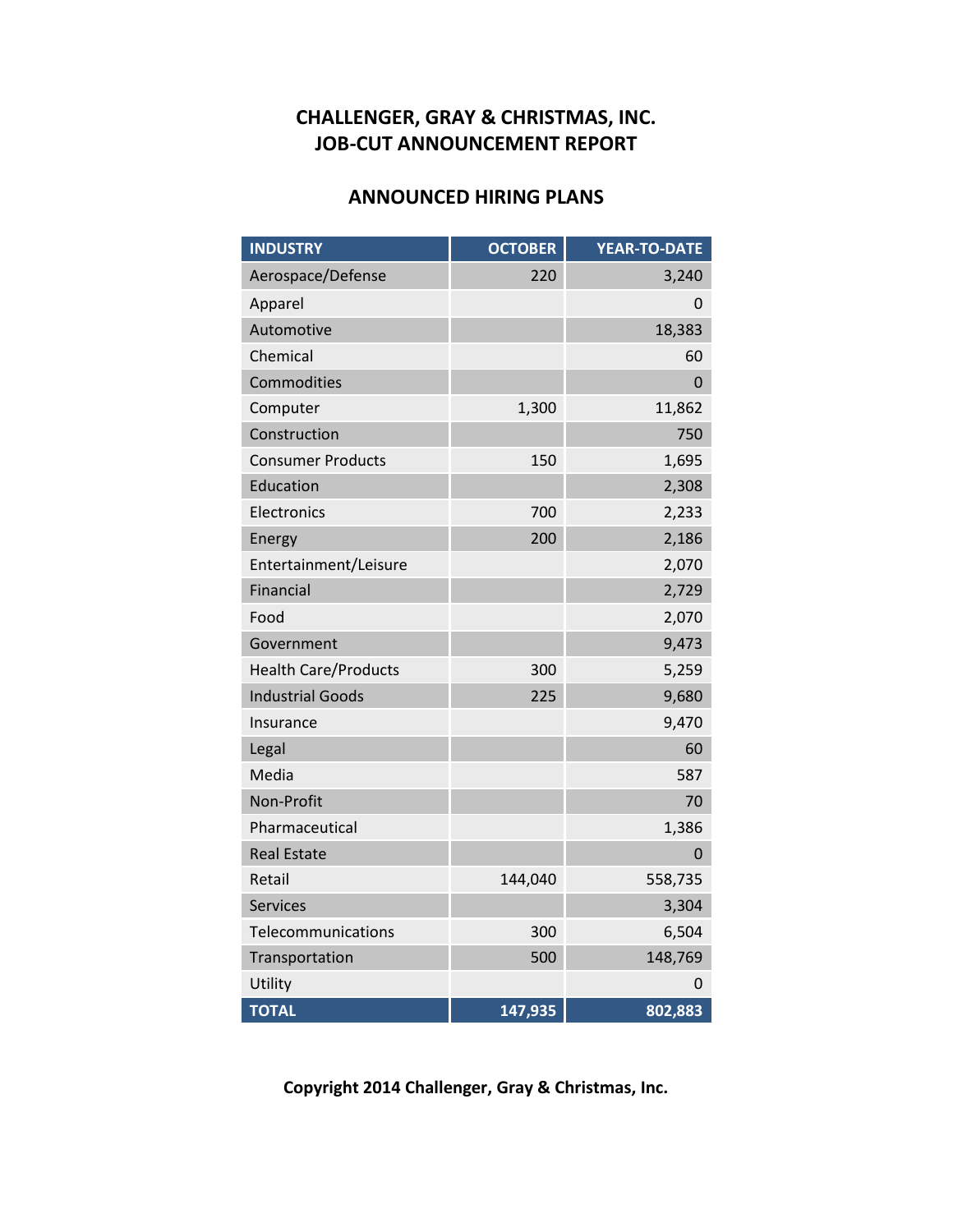## CHALLENGER, GRAY & CHRISTMAS, INC.
## JOB-CUT ANNOUNCEMENT REPORT

### ANNOUNCED HIRING PLANS

| INDUSTRY | OCTOBER | YEAR-TO-DATE |
|---|---|---|
| Aerospace/Defense | 220 | 3,240 |
| Apparel | | 0 |
| Automotive | | 18,383 |
| Chemical | | 60 |
| Commodities | | 0 |
| Computer | 1,300 | 11,862 |
| Construction | | 750 |
| Consumer Products | 150 | 1,695 |
| Education | | 2,308 |
| Electronics | 700 | 2,233 |
| Energy | 200 | 2,186 |
| Entertainment/Leisure | | 2,070 |
| Financial | | 2,729 |
| Food | | 2,070 |
| Government | | 9,473 |
| Health Care/Products | 300 | 5,259 |
| Industrial Goods | 225 | 9,680 |
| Insurance | | 9,470 |
| Legal | | 60 |
| Media | | 587 |
| Non-Profit | | 70 |
| Pharmaceutical | | 1,386 |
| Real Estate | | 0 |
| Retail | 144,040 | 558,735 |
| Services | | 3,304 |
| Telecommunications | 300 | 6,504 |
| Transportation | 500 | 148,769 |
| Utility | | 0 |
| **TOTAL** | **147,935** | **802,883** |

**Copyright 2014 Challenger, Gray & Christmas, Inc.**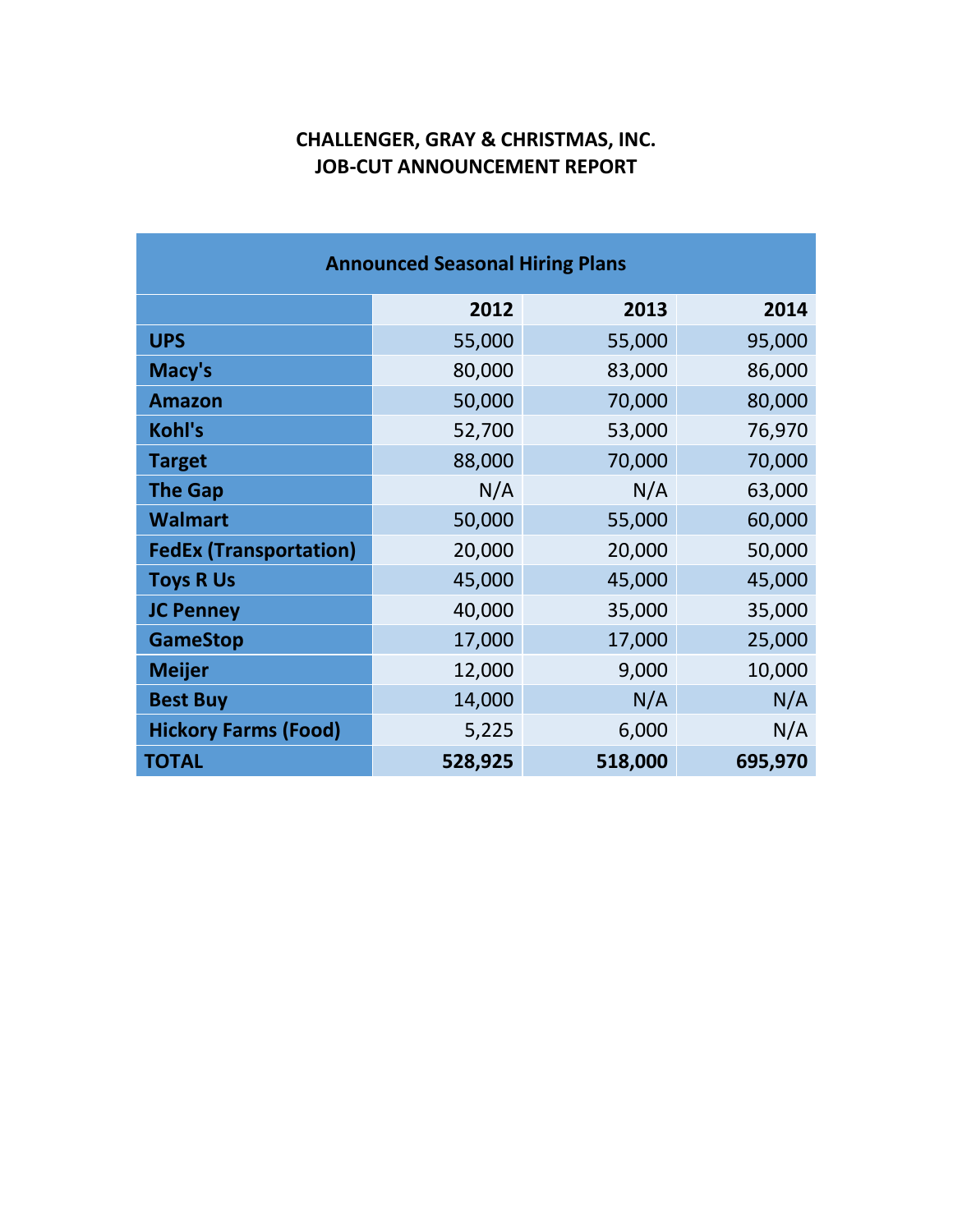**CHALLENGER, GRAY & CHRISTMAS, INC.**
**JOB-CUT ANNOUNCEMENT REPORT**

| Announced Seasonal Hiring Plans | | | |
|---|---|---|---|
| | **2012** | **2013** | **2014** |
| **UPS** | 55,000 | 55,000 | 95,000 |
| **Macy's** | 80,000 | 83,000 | 86,000 |
| **Amazon** | 50,000 | 70,000 | 80,000 |
| **Kohl's** | 52,700 | 53,000 | 76,970 |
| **Target** | 88,000 | 70,000 | 70,000 |
| **The Gap** | N/A | N/A | 63,000 |
| **Walmart** | 50,000 | 55,000 | 60,000 |
| **FedEx (Transportation)** | 20,000 | 20,000 | 50,000 |
| **Toys R Us** | 45,000 | 45,000 | 45,000 |
| **JC Penney** | 40,000 | 35,000 | 35,000 |
| **GameStop** | 17,000 | 17,000 | 25,000 |
| **Meijer** | 12,000 | 9,000 | 10,000 |
| **Best Buy** | 14,000 | N/A | N/A |
| **Hickory Farms (Food)** | 5,225 | 6,000 | N/A |
| **TOTAL** | **528,925** | **518,000** | **695,970** |